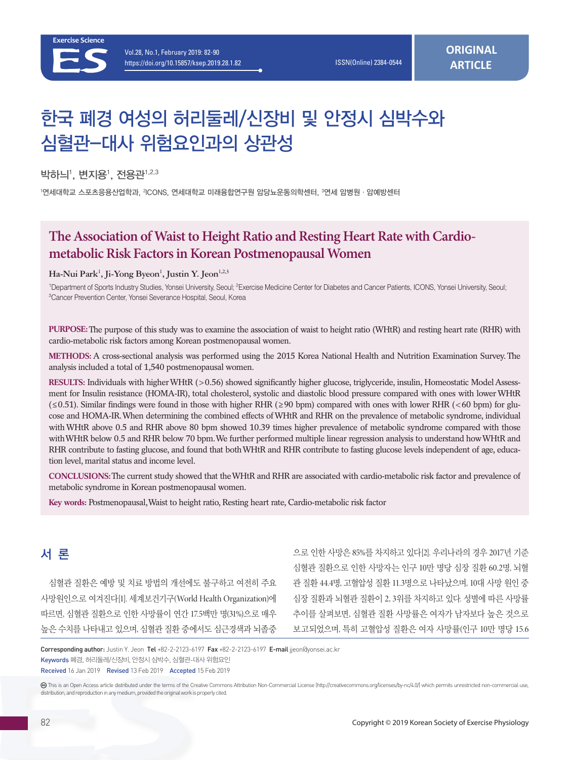# 한국 폐경 여성의 허리둘레/신장비 및 안정시 심박수와 심혈관–대사 위험요인과의 상관성

박하늬[1], 변지용[1], 전용관[1,2,3]

[1]연세대학교 스포츠응용산업학과, [2]ICONS, 연세대학교 미래융합연구원 암당뇨운동의학센터, [3]연세 암병원 · 암예방센터

## The Association of Waist to Height Ratio and Resting Heart Rate with Cardio-metabolic Risk Factors in Korean Postmenopausal Women

Ha-Nui Park[1], Ji-Yong Byeon[1], Justin Y. Jeon[1,2,3]

[1]Department of Sports Industry Studies, Yonsei University, Seoul; [2]Exercise Medicine Center for Diabetes and Cancer Patients, ICONS, Yonsei University, Seoul; [3]Cancer Prevention Center, Yonsei Severance Hospital, Seoul, Korea

**PURPOSE:** The purpose of this study was to examine the association of waist to height ratio (WHtR) and resting heart rate (RHR) with cardio-metabolic risk factors among Korean postmenopausal women.

**METHODS:** A cross-sectional analysis was performed using the 2015 Korea National Health and Nutrition Examination Survey. The analysis included a total of 1,540 postmenopausal women.

**RESULTS:** Individuals with higher WHtR (>0.56) showed significantly higher glucose, triglyceride, insulin, Homeostatic Model Assessment for Insulin resistance (HOMA-IR), total cholesterol, systolic and diastolic blood pressure compared with ones with lower WHtR (≤0.51). Similar findings were found in those with higher RHR (≥90 bpm) compared with ones with lower RHR (<60 bpm) for glucose and HOMA-IR. When determining the combined effects of WHtR and RHR on the prevalence of metabolic syndrome, individual with WHtR above 0.5 and RHR above 80 bpm showed 10.39 times higher prevalence of metabolic syndrome compared with those with WHtR below 0.5 and RHR below 70 bpm. We further performed multiple linear regression analysis to understand how WHtR and RHR contribute to fasting glucose, and found that both WHtR and RHR contribute to fasting glucose levels independent of age, education level, marital status and income level.

**CONCLUSIONS:** The current study showed that the WHtR and RHR are associated with cardio-metabolic risk factor and prevalence of metabolic syndrome in Korean postmenopausal women.

**Key words:** Postmenopausal, Waist to height ratio, Resting heart rate, Cardio-metabolic risk factor

## 서 론

심혈관 질환은 예방 및 치료 방법의 개선에도 불구하고 여전히 주요 사망원인으로 여겨진다[1]. 세계보건기구(World Health Organization)에 따르면, 심혈관 질환으로 인한 사망률이 연간 17.5백만 명(31%)으로 매우 높은 수치를 나타내고 있으며, 심혈관 질환 중에서도 심근경색과 뇌졸중으로 인한 사망은 85%를 차지하고 있다[2]. 우리나라의 경우 2017년 기준 심혈관 질환으로 인한 사망자는 인구 10만 명당 심장 질환 60.2명, 뇌혈관 질환 44.4명, 고혈압성 질환 11.3명으로 나타났으며, 10대 사망 원인 중 심장 질환과 뇌혈관 질환이 2, 3위를 차지하고 있다. 성별에 따른 사망률 추이를 살펴보면, 심혈관 질환 사망률은 여자가 남자보다 높은 것으로 보고되었으며, 특히 고혈압성 질환은 여자 사망률(인구 10만 명당 15.6

Corresponding author: Justin Y. Jeon Tel +82-2-2123-6197 Fax +82-2-2123-6197 E-mail jjeon@yonsei.ac.kr

Keywords 폐경, 허리둘레/신장비, 안정시 심박수, 심혈관-대사 위험요인

Received 16 Jan 2019 Revised 13 Feb 2019 Accepted 15 Feb 2019

This is an Open Access article distributed under the terms of the Creative Commons Attribution Non-Commercial License (http://creativecommons.org/licenses/by-nc/4.0/) which permits unrestricted non-commercial use, distribution, and reproduction in any medium, provided the original work is properly cited.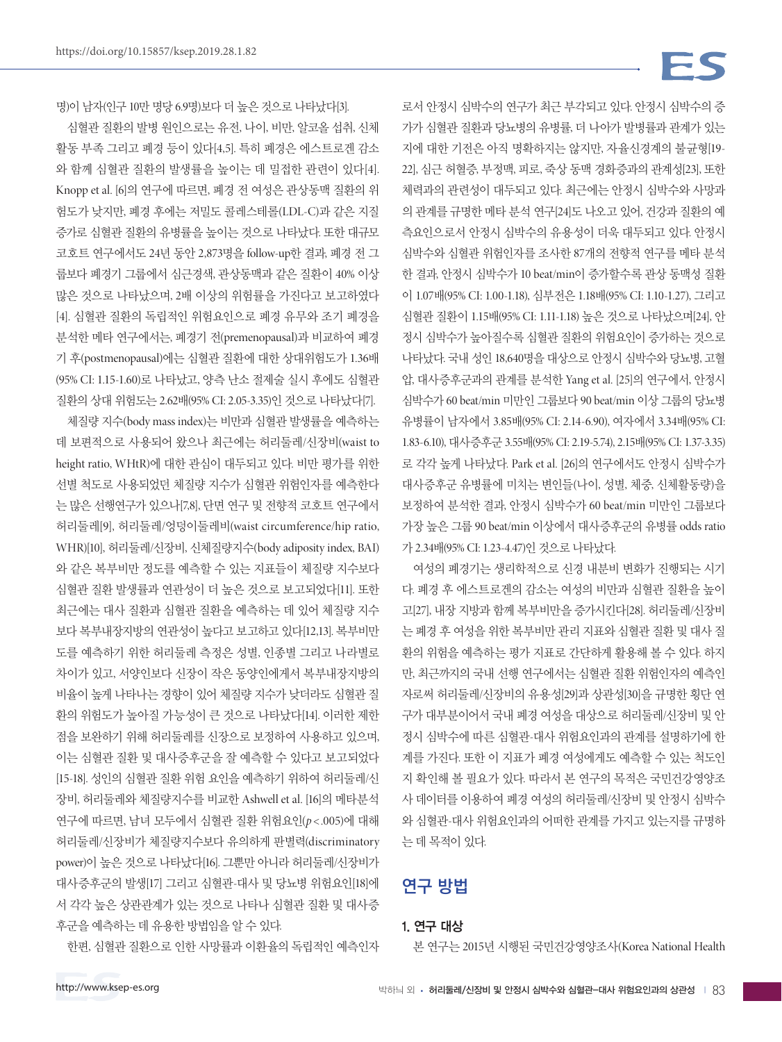명)이 남자(인구 10만 명당 6.9명)보다 더 높은 것으로 나타났다[3].

심혈관 질환의 발병 원인으로는 유전, 나이, 비만, 알코올 섭취, 신체활동 부족 그리고 폐경 등이 있다[4,5]. 특히 폐경은 에스트로겐 감소와 함께 심혈관 질환의 발생률을 높이는 데 밀접한 관련이 있다[4]. Knopp et al. [6]의 연구에 따르면, 폐경 전 여성은 관상동맥 질환의 위험도가 낮지만, 폐경 후에는 저밀도 콜레스테롤(LDL-C)과 같은 지질 증가로 심혈관 질환의 유병률을 높이는 것으로 나타났다. 또한 대규모 코호트 연구에서도 24년 동안 2,873명을 follow-up한 결과, 폐경 전 그룹보다 폐경기 그룹에서 심근경색, 관상동맥과 같은 질환이 40% 이상 많은 것으로 나타났으며, 2배 이상의 위험률을 가진다고 보고하였다[4]. 심혈관 질환의 독립적인 위험요인으로 폐경 유무와 조기 폐경을 분석한 메타 연구에서는, 폐경기 전(premenopausal)과 비교하여 폐경기 후(postmenopausal)에는 심혈관 질환에 대한 상대위험도가 1.36배(95% CI: 1.15-1.60)로 나타났고, 양측 난소 절제술 실시 후에도 심혈관 질환의 상대 위험도는 2.62배(95% CI: 2.05-3.35)인 것으로 나타났다[7].

체질량 지수(body mass index)는 비만과 심혈관 발생률을 예측하는 데 보편적으로 사용되어 왔으나 최근에는 허리둘레/신장비(waist to height ratio, WHtR)에 대한 관심이 대두되고 있다. 비만 평가를 위한 선별 척도로 사용되었던 체질량 지수가 심혈관 위험인자를 예측한다는 많은 선행연구가 있으나[7,8], 단면 연구 및 전향적 코호트 연구에서 허리둘레[9], 허리둘레/엉덩이둘레비(waist circumference/hip ratio, WHR)[10], 허리둘레/신장비, 신체질량지수(body adiposity index, BAI)와 같은 복부비만 정도를 예측할 수 있는 지표들이 체질량 지수보다 심혈관 질환 발생률과 연관성이 더 높은 것으로 보고되었다[11]. 또한 최근에는 대사 질환과 심혈관 질환을 예측하는 데 있어 체질량 지수보다 복부내장지방의 연관성이 높다고 보고하고 있다[12,13]. 복부비만 도를 예측하기 위한 허리둘레 측정은 성별, 인종별 그리고 나라별로 차이가 있고, 서양인보다 신장이 작은 동양인에게서 복부내장지방의 비율이 높게 나타나는 경향이 있어 체질량 지수가 낮더라도 심혈관 질환의 위험도가 높아질 가능성이 큰 것으로 나타났다[14]. 이러한 제한점을 보완하기 위해 허리둘레를 신장으로 보정하여 사용하고 있으며, 이는 심혈관 질환 및 대사증후군을 잘 예측할 수 있다고 보고되었다[15-18]. 성인의 심혈관 질환 위험 요인을 예측하기 위하여 허리둘레/신장비, 허리둘레와 체질량지수를 비교한 Ashwell et al. [16]의 메타분석 연구에 따르면, 남녀 모두에서 심혈관 질환 위험요인($p<.005$)에 대해 허리둘레/신장비가 체질량지수보다 유의하게 판별력(discriminatory power)이 높은 것으로 나타났다[16]. 그뿐만 아니라 허리둘레/신장비가 대사증후군의 발생[17] 그리고 심혈관-대사 및 당뇨병 위험요인[18]에서 각각 높은 상관관계가 있는 것으로 나타나 심혈관 질환 및 대사증후군을 예측하는 데 유용한 방법임을 알 수 있다.

한편, 심혈관 질환으로 인한 사망률과 이환율의 독립적인 예측인자로서 안정시 심박수의 연구가 최근 부각되고 있다. 안정시 심박수의 증가가 심혈관 질환과 당뇨병의 유병률, 더 나아가 발병률과 관계가 있는지에 대한 기전은 아직 명확하지는 않지만, 자율신경계의 불균형[19-22], 심근 허혈증, 부정맥, 피로, 죽상 동맥 경화증과의 관계성[23], 또한 체력과의 관련성이 대두되고 있다. 최근에는 안정시 심박수와 사망과의 관계를 규명한 메타 분석 연구[24]도 나오고 있어, 건강과 질환의 예측요인으로서 안정시 심박수의 유용성이 더욱 대두되고 있다. 안정시 심박수와 심혈관 위험인자를 조사한 87개의 전향적 연구를 메타 분석한 결과, 안정시 심박수가 10 beat/min이 증가할수록 관상 동맥성 질환이 1.07배(95% CI: 1.00-1.18), 심부전은 1.18배(95% CI: 1.10-1.27), 그리고 심혈관 질환이 1.15배(95% CI: 1.11-1.18) 높은 것으로 나타났으며[24], 안정시 심박수가 높아질수록 심혈관 질환의 위험요인이 증가하는 것으로 나타났다. 국내 성인 18,640명을 대상으로 안정시 심박수와 당뇨병, 고혈압, 대사증후군과의 관계를 분석한 Yang et al. [25]의 연구에서, 안정시 심박수가 60 beat/min 미만인 그룹보다 90 beat/min 이상 그룹의 당뇨병 유병률이 남자에서 3.85배(95% CI: 2.14-6.90), 여자에서 3.34배(95% CI: 1.83-6.10), 대사증후군 3.55배(95% CI: 2.19-5.74), 2.15배(95% CI: 1.37-3.35)로 각각 높게 나타났다. Park et al. [26]의 연구에서도 안정시 심박수가 대사증후군 유병률에 미치는 변인들(나이, 성별, 체중, 신체활동량)을 보정하여 분석한 결과, 안정시 심박수가 60 beat/min 미만인 그룹보다 가장 높은 그룹 90 beat/min 이상에서 대사증후군의 유병률 odds ratio가 2.34배(95% CI: 1.23-4.47)인 것으로 나타났다.

여성의 폐경기는 생리학적으로 신경 내분비 변화가 진행되는 시기다. 폐경 후 에스트로겐의 감소는 여성의 비만과 심혈관 질환을 높이고[27], 내장 지방과 함께 복부비만을 증가시킨다[28]. 허리둘레/신장비는 폐경 후 여성을 위한 복부비만 관리 지표와 심혈관 질환 및 대사 질환의 위험을 예측하는 평가 지표로 간단하게 활용해 볼 수 있다. 하지만, 최근까지의 국내 선행 연구에서는 심혈관 질환 위험인자의 예측인자로써 허리둘레/신장비의 유용성[29]과 상관성[30]을 규명한 횡단 연구가 대부분이어서 국내 폐경 여성을 대상으로 허리둘레/신장비 및 안정시 심박수에 따른 심혈관-대사 위험요인과의 관계를 설명하기에 한계를 가진다. 또한 이 지표가 폐경 여성에게도 예측할 수 있는 척도인지 확인해 볼 필요가 있다. 따라서 본 연구의 목적은 국민건강영양조사 데이터를 이용하여 폐경 여성의 허리둘레/신장비 및 안정시 심박수와 심혈관-대사 위험요인과의 어떠한 관계를 가지고 있는지를 규명하는 데 목적이 있다.

## 연구 방법

### 1. 연구 대상

본 연구는 2015년 시행된 국민건강영양조사(Korea National Health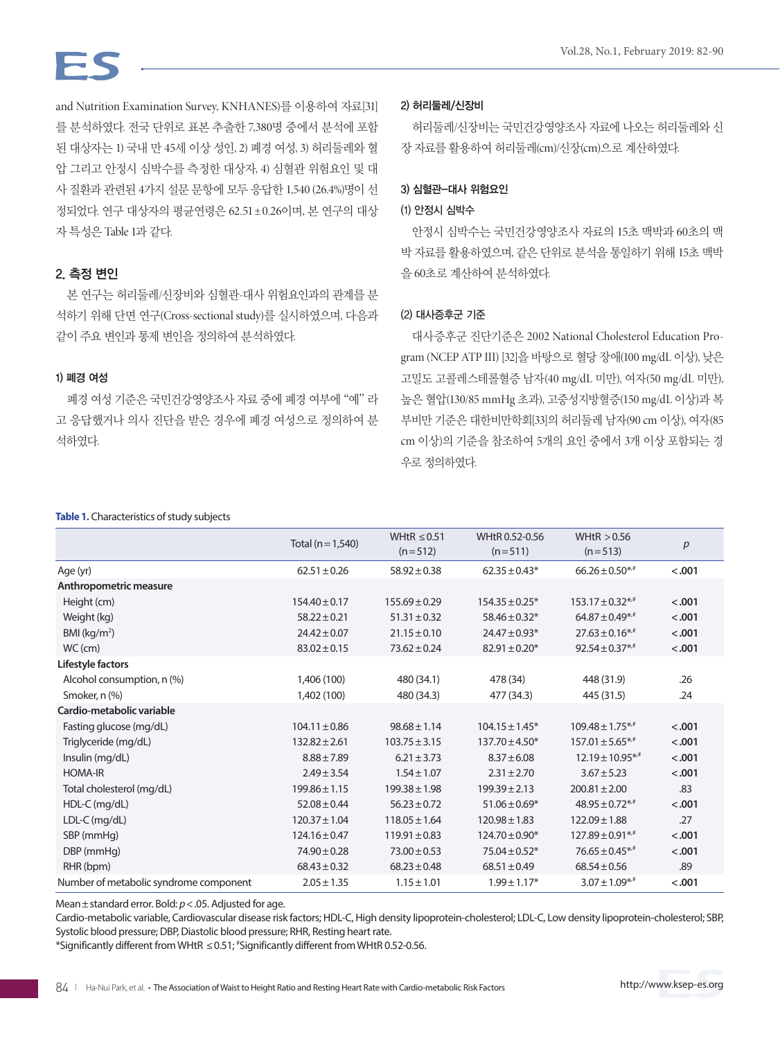and Nutrition Examination Survey, KNHANES)를 이용하여 자료[31]를 분석하였다. 전국 단위로 표본 추출한 7,380명 중에서 분석에 포함된 대상자는 1) 국내 만 45세 이상 성인, 2) 폐경 여성, 3) 허리둘레와 혈압 그리고 안정시 심박수를 측정한 대상자, 4) 심혈관 위험요인 및 대사 질환과 관련된 4가지 설문 문항에 모두 응답한 1,540 (26.4%)명이 선정되었다. 연구 대상자의 평균연령은 62.51±0.26이며, 본 연구의 대상자 특성은 Table 1과 같다.

## 2. 측정 변인

본 연구는 허리둘레/신장비와 심혈관-대사 위험요인과의 관계를 분석하기 위해 단면 연구(Cross-sectional study)를 실시하였으며, 다음과 같이 주요 변인과 통제 변인을 정의하여 분석하였다.

### 1) 폐경 여성

폐경 여성 기준은 국민건강영양조사 자료 중에 폐경 여부에 "예" 라고 응답했거나 의사 진단을 받은 경우에 폐경 여성으로 정의하여 분석하였다.

### 2) 허리둘레/신장비

허리둘레/신장비는 국민건강영양조사 자료에 나오는 허리둘레와 신장 자료를 활용하여 허리둘레(cm)/신장(cm)으로 계산하였다.

### 3) 심혈관-대사 위험요인

#### (1) 안정시 심박수

안정시 심박수는 국민건강영양조사 자료의 15초 맥박과 60초의 맥박 자료를 활용하였으며, 같은 단위로 분석을 통일하기 위해 15초 맥박을 60초로 계산하여 분석하였다.

#### (2) 대사증후군 기준

대사증후군 진단기준은 2002 National Cholesterol Education Program (NCEP ATP III) [32]을 바탕으로 혈당 장애(100 mg/dL 이상), 낮은 고밀도 고콜레스테롤혈증 남자(40 mg/dL 미만), 여자(50 mg/dL 미만), 높은 혈압(130/85 mmHg 초과), 고중성지방혈증(150 mg/dL 이상)과 복부비만 기준은 대한비만학회[33]의 허리둘레 남자(90 cm 이상), 여자(85 cm 이상)의 기준을 참조하여 5개의 요인 중에서 3개 이상 포함되는 경우로 정의하였다.

**Table 1.** Characteristics of study subjects

| | Total (n=1,540) | WHtR ≤0.51 (n=512) | WHtR 0.52-0.56 (n=511) | WHtR >0.56 (n=513) | *p* |
|---|---|---|---|---|---|
| Age (yr) | 62.51±0.26 | 58.92±0.38 | 62.35±0.43* | 66.26±0.50*,# | **<.001** |
| **Anthropometric measure** | | | | | |
| Height (cm) | 154.40±0.17 | 155.69±0.29 | 154.35±0.25* | 153.17±0.32*,# | **<.001** |
| Weight (kg) | 58.22±0.21 | 51.31±0.32 | 58.46±0.32* | 64.87±0.49*,# | **<.001** |
| BMI (kg/m²) | 24.42±0.07 | 21.15±0.10 | 24.47±0.93* | 27.63±0.16*,# | **<.001** |
| WC (cm) | 83.02±0.15 | 73.62±0.24 | 82.91±0.20* | 92.54±0.37*,# | **<.001** |
| **Lifestyle factors** | | | | | |
| Alcohol consumption, n (%) | 1,406 (100) | 480 (34.1) | 478 (34) | 448 (31.9) | .26 |
| Smoker, n (%) | 1,402 (100) | 480 (34.3) | 477 (34.3) | 445 (31.5) | .24 |
| **Cardio-metabolic variable** | | | | | |
| Fasting glucose (mg/dL) | 104.11±0.86 | 98.68±1.14 | 104.15±1.45* | 109.48±1.75*,# | **<.001** |
| Triglyceride (mg/dL) | 132.82±2.61 | 103.75±3.15 | 137.70±4.50* | 157.01±5.65*,# | **<.001** |
| Insulin (mg/dL) | 8.88±7.89 | 6.21±3.73 | 8.37±6.08 | 12.19±10.95*,# | **<.001** |
| HOMA-IR | 2.49±3.54 | 1.54±1.07 | 2.31±2.70 | 3.67±5.23 | **<.001** |
| Total cholesterol (mg/dL) | 199.86±1.15 | 199.38±1.98 | 199.39±2.13 | 200.81±2.00 | .83 |
| HDL-C (mg/dL) | 52.08±0.44 | 56.23±0.72 | 51.06±0.69* | 48.95±0.72*,# | **<.001** |
| LDL-C (mg/dL) | 120.37±1.04 | 118.05±1.64 | 120.98±1.83 | 122.09±1.88 | .27 |
| SBP (mmHg) | 124.16±0.47 | 119.91±0.83 | 124.70±0.90* | 127.89±0.91*,# | **<.001** |
| DBP (mmHg) | 74.90±0.28 | 73.00±0.53 | 75.04±0.52* | 76.65±0.45*,# | **<.001** |
| RHR (bpm) | 68.43±0.32 | 68.23±0.48 | 68.51±0.49 | 68.54±0.56 | .89 |
| Number of metabolic syndrome component | 2.05±1.35 | 1.15±1.01 | 1.99±1.17* | 3.07±1.09*,# | **<.001** |

Mean±standard error. Bold: $p<.05$. Adjusted for age.
Cardio-metabolic variable, Cardiovascular disease risk factors; HDL-C, High density lipoprotein-cholesterol; LDL-C, Low density lipoprotein-cholesterol; SBP, Systolic blood pressure; DBP, Diastolic blood pressure; RHR, Resting heart rate.
*Significantly different from WHtR ≤0.51; #Significantly different from WHtR 0.52-0.56.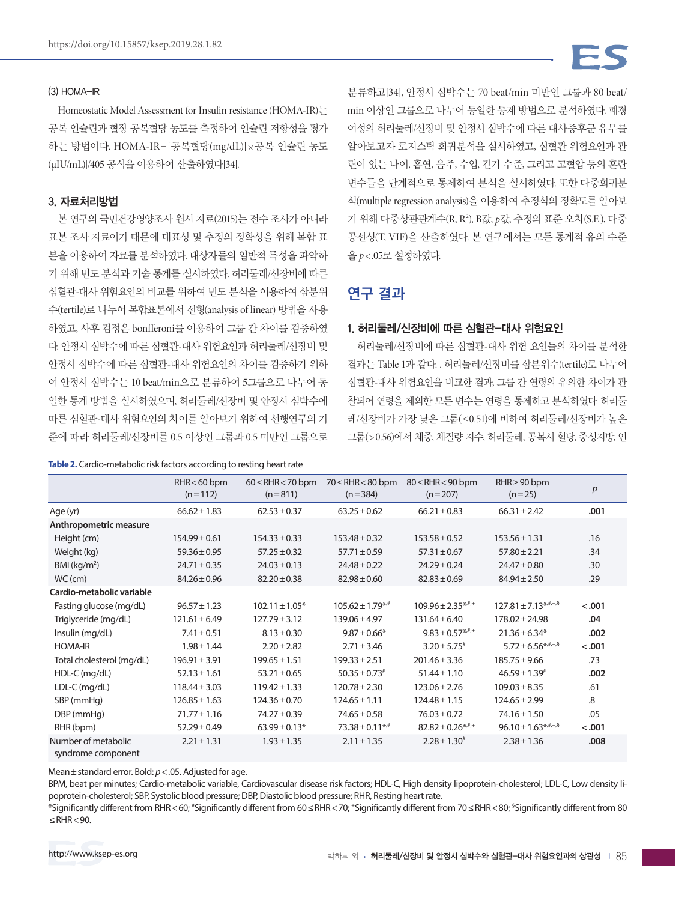### (3) HOMA-IR

Homeostatic Model Assessment for Insulin resistance (HOMA-IR)는 공복 인슐린과 혈장 공복혈당 농도를 측정하여 인슐린 저항성을 평가하는 방법이다. HOMA-IR = [공복혈당(mg/dL)] × 공복 인슐린 농도(μIU/mL)]/405 공식을 이용하여 산출하였다[34].

## 3. 자료처리방법

본 연구의 국민건강영양조사 원시 자료(2015)는 전수 조사가 아니라 표본 조사 자료이기 때문에 대표성 및 추정의 정확성을 위해 복합 표본을 이용하여 자료를 분석하였다. 대상자들의 일반적 특성을 파악하기 위해 빈도 분석과 기술 통계를 실시하였다. 허리둘레/신장비에 따른 심혈관-대사 위험요인의 비교를 위하여 빈도 분석을 이용하여 삼분위수(tertile)로 나누어 복합표본에서 선형(analysis of linear) 방법을 사용하였고, 사후 검정은 bonfferoni를 이용하여 그룹 간 차이를 검증하였다. 안정시 심박수에 따른 심혈관-대사 위험요인과 허리둘레/신장비 및 안정시 심박수에 따른 심혈관-대사 위험요인의 차이를 검증하기 위하여 안정시 심박수는 10 beat/min으로 분류하여 5그룹으로 나누어 동일한 통계 방법을 실시하였으며, 허리둘레/신장비 및 안정시 심박수에 따른 심혈관-대사 위험요인의 차이를 알아보기 위하여 선행연구의 기준에 따라 허리둘레/신장비를 0.5 이상인 그룹과 0.5 미만인 그룹으로 분류하고[34], 안정시 심박수는 70 beat/min 미만인 그룹과 80 beat/min 이상인 그룹으로 나누어 동일한 통계 방법으로 분석하였다. 폐경 여성의 허리둘레/신장비 및 안정시 심박수에 따른 대사증후군 유무를 알아보고자 로지스틱 회귀분석을 실시하였고, 심혈관 위험요인과 관련이 있는 나이, 흡연, 음주, 수입, 걷기 수준, 그리고 고혈압 등의 혼란 변수들을 단계적으로 통제하여 분석을 실시하였다. 또한 다중회귀분석(multiple regression analysis)을 이용하여 추정식의 정확도를 알아보기 위해 다중상관관계수(R, $R^2$), B값, $p$값, 추정의 표준 오차(S.E.), 다중공선성(T, VIF)을 산출하였다. 본 연구에서는 모든 통계적 유의 수준을 $p<.05$로 설정하였다.

# 연구 결과

## 1. 허리둘레/신장비에 따른 심혈관-대사 위험요인

허리둘레/신장비에 따른 심혈관-대사 위험 요인들의 차이를 분석한 결과는 Table 1과 같다. . 허리둘레/신장비를 삼분위수(tertile)로 나누어 심혈관-대사 위험요인을 비교한 결과, 그룹 간 연령의 유의한 차이가 관찰되어 연령을 제외한 모든 변수는 연령을 통제하고 분석하였다. 허리둘레/신장비가 가장 낮은 그룹(≤0.51)에 비하여 허리둘레/신장비가 높은 그룹(>0.56)에서 체중, 체질량 지수, 허리둘레, 공복시 혈당, 중성지방, 인

**Table 2.** Cardio-metabolic risk factors according to resting heart rate

| | RHR < 60 bpm (n = 112) | 60 ≤ RHR < 70 bpm (n = 811) | 70 ≤ RHR < 80 bpm (n = 384) | 80 ≤ RHR < 90 bpm (n = 207) | RHR ≥ 90 bpm (n = 25) | $p$ |
|---|---|---|---|---|---|---|
| Age (yr) | 66.62 ± 1.83 | 62.53 ± 0.37 | 63.25 ± 0.62 | 66.21 ± 0.83 | 66.31 ± 2.42 | **.001** |
| **Anthropometric measure** | | | | | | |
| Height (cm) | 154.99 ± 0.61 | 154.33 ± 0.33 | 153.48 ± 0.32 | 153.58 ± 0.52 | 153.56 ± 1.31 | .16 |
| Weight (kg) | 59.36 ± 0.95 | 57.25 ± 0.32 | 57.71 ± 0.59 | 57.31 ± 0.67 | 57.80 ± 2.21 | .34 |
| BMI (kg/m²) | 24.71 ± 0.35 | 24.03 ± 0.13 | 24.48 ± 0.22 | 24.29 ± 0.24 | 24.47 ± 0.80 | .30 |
| WC (cm) | 84.26 ± 0.96 | 82.20 ± 0.38 | 82.98 ± 0.60 | 82.83 ± 0.69 | 84.94 ± 2.50 | .29 |
| **Cardio-metabolic variable** | | | | | | |
| Fasting glucose (mg/dL) | 96.57 ± 1.23 | 102.11 ± 1.05* | 105.62 ± 1.79*,# | 109.96 ± 2.35*,#,+ | 127.81 ± 7.13*,#,+,§ | **< .001** |
| Triglyceride (mg/dL) | 121.61 ± 6.49 | 127.79 ± 3.12 | 139.06 ± 4.97 | 131.64 ± 6.40 | 178.02 ± 24.98 | **.04** |
| Insulin (mg/dL) | 7.41 ± 0.51 | 8.13 ± 0.30 | 9.87 ± 0.66* | 9.83 ± 0.57*,#,+ | 21.36 ± 6.34* | **.002** |
| HOMA-IR | 1.98 ± 1.44 | 2.20 ± 2.82 | 2.71 ± 3.46 | 3.20 ± 5.75# | 5.72 ± 6.56*,#,+,§ | **< .001** |
| Total cholesterol (mg/dL) | 196.91 ± 3.91 | 199.65 ± 1.51 | 199.33 ± 2.51 | 201.46 ± 3.36 | 185.75 ± 9.66 | .73 |
| HDL-C (mg/dL) | 52.13 ± 1.61 | 53.21 ± 0.65 | 50.35 ± 0.73# | 51.44 ± 1.10 | 46.59 ± 1.39# | **.002** |
| LDL-C (mg/dL) | 118.44 ± 3.03 | 119.42 ± 1.33 | 120.78 ± 2.30 | 123.06 ± 2.76 | 109.03 ± 8.35 | .61 |
| SBP (mmHg) | 126.85 ± 1.63 | 124.36 ± 0.70 | 124.65 ± 1.11 | 124.48 ± 1.15 | 124.65 ± 2.99 | .8 |
| DBP (mmHg) | 71.77 ± 1.16 | 74.27 ± 0.39 | 74.65 ± 0.58 | 76.03 ± 0.72 | 74.16 ± 1.50 | .05 |
| RHR (bpm) | 52.29 ± 0.49 | 63.99 ± 0.13* | 73.38 ± 0.11*,# | 82.82 ± 0.26*,#,+ | 96.10 ± 1.63*,#,+,§ | **< .001** |
| Number of metabolic syndrome component | 2.21 ± 1.31 | 1.93 ± 1.35 | 2.11 ± 1.35 | 2.28 ± 1.30# | 2.38 ± 1.36 | **.008** |

Mean ± standard error. Bold: $p<.05$. Adjusted for age.

BPM, beat per minutes; Cardio-metabolic variable, Cardiovascular disease risk factors; HDL-C, High density lipoprotein-cholesterol; LDL-C, Low density lipoprotein-cholesterol; SBP, Systolic blood pressure; DBP, Diastolic blood pressure; RHR, Resting heart rate.

*Significantly different from RHR < 60; #Significantly different from 60 ≤ RHR < 70; +Significantly different from 70 ≤ RHR < 80; §Significantly different from 80 ≤ RHR < 90.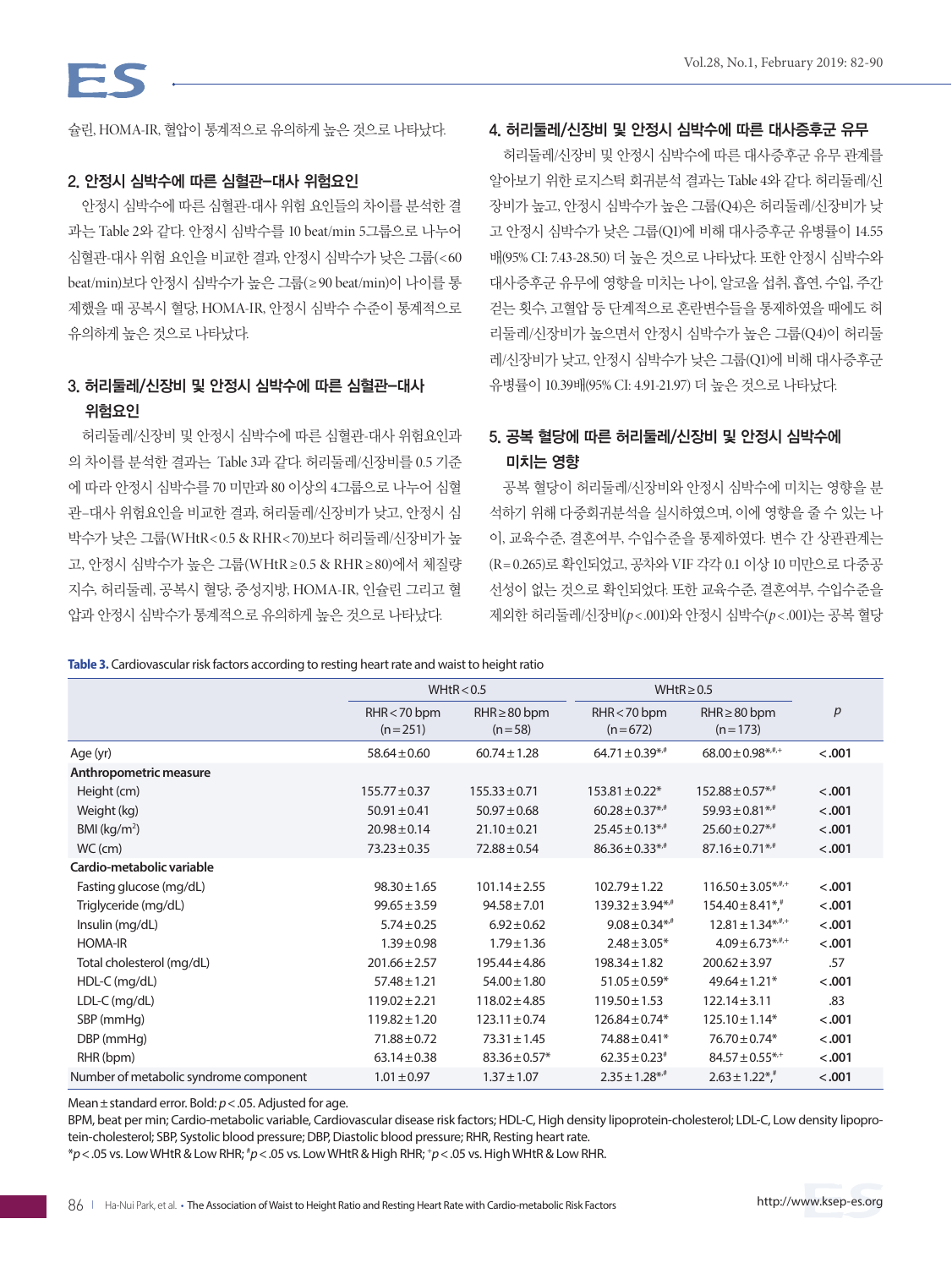슐린, HOMA-IR, 혈압이 통계적으로 유의하게 높은 것으로 나타났다.

## 2. 안정시 심박수에 따른 심혈관–대사 위험요인

안정시 심박수에 따른 심혈관-대사 위험 요인들의 차이를 분석한 결과는 Table 2와 같다. 안정시 심박수를 10 beat/min 5그룹으로 나누어 심혈관-대사 위험 요인을 비교한 결과, 안정시 심박수가 낮은 그룹(<60 beat/min)보다 안정시 심박수가 높은 그룹(≥90 beat/min)이 나이를 통제했을 때 공복시 혈당, HOMA-IR, 안정시 심박수 수준이 통계적으로 유의하게 높은 것으로 나타났다.

## 3. 허리둘레/신장비 및 안정시 심박수에 따른 심혈관–대사 위험요인

허리둘레/신장비 및 안정시 심박수에 따른 심혈관-대사 위험요인과의 차이를 분석한 결과는 Table 3과 같다. 허리둘레/신장비를 0.5 기준에 따라 안정시 심박수를 70 미만과 80 이상의 4그룹으로 나누어 심혈관–대사 위험요인을 비교한 결과, 허리둘레/신장비가 낮고, 안정시 심박수가 낮은 그룹(WHtR<0.5 & RHR<70)보다 허리둘레/신장비가 높고, 안정시 심박수가 높은 그룹(WHtR≥0.5 & RHR≥80)에서 체질량지수, 허리둘레, 공복시 혈당, 중성지방, HOMA-IR, 인슐린 그리고 혈압과 안정시 심박수가 통계적으로 유의하게 높은 것으로 나타났다.

## 4. 허리둘레/신장비 및 안정시 심박수에 따른 대사증후군 유무

허리둘레/신장비 및 안정시 심박수에 따른 대사증후군 유무 관계를 알아보기 위한 로지스틱 회귀분석 결과는 Table 4와 같다. 허리둘레/신장비가 높고, 안정시 심박수가 높은 그룹(Q4)은 허리둘레/신장비가 낮고 안정시 심박수가 낮은 그룹(Q1)에 비해 대사증후군 유병률이 14.55배(95% CI: 7.43-28.50) 더 높은 것으로 나타났다. 또한 안정시 심박수와 대사증후군 유무에 영향을 미치는 나이, 알코올 섭취, 흡연, 수입, 주간 걷는 횟수, 고혈압 등 단계적으로 혼란변수들을 통제하였을 때에도 허리둘레/신장비가 높으면서 안정시 심박수가 높은 그룹(Q4)이 허리둘레/신장비가 낮고, 안정시 심박수가 낮은 그룹(Q1)에 비해 대사증후군 유병률이 10.39배(95% CI: 4.91-21.97) 더 높은 것으로 나타났다.

## 5. 공복 혈당에 따른 허리둘레/신장비 및 안정시 심박수에 미치는 영향

공복 혈당이 허리둘레/신장비와 안정시 심박수에 미치는 영향을 분석하기 위해 다중회귀분석을 실시하였으며, 이에 영향을 줄 수 있는 나이, 교육수준, 결혼여부, 수입수준을 통제하였다. 변수 간 상관관계는 (R=0.265)로 확인되었고, 공차와 VIF 각각 0.1 이상 10 미만으로 다중공선성이 없는 것으로 확인되었다. 또한 교육수준, 결혼여부, 수입수준을 제외한 허리둘레/신장비($p<.001$)와 안정시 심박수($p<.001$)는 공복 혈당

**Table 3.** Cardiovascular risk factors according to resting heart rate and waist to height ratio

| | WHtR<0.5 | | WHtR≥0.5 | | p |
|---|---|---|---|---|---|
| | RHR<70 bpm (n=251) | RHR≥80 bpm (n=58) | RHR<70 bpm (n=672) | RHR≥80 bpm (n=173) | |
| Age (yr) | 58.64±0.60 | 60.74±1.28 | 64.71±0.39*,# | 68.00±0.98*,#,+ | **<.001** |
| **Anthropometric measure** | | | | | |
| Height (cm) | 155.77±0.37 | 155.33±0.71 | 153.81±0.22* | 152.88±0.57*,# | **<.001** |
| Weight (kg) | 50.91±0.41 | 50.97±0.68 | 60.28±0.37*,# | 59.93±0.81*,# | **<.001** |
| BMI (kg/m²) | 20.98±0.14 | 21.10±0.21 | 25.45±0.13*,# | 25.60±0.27*,# | **<.001** |
| WC (cm) | 73.23±0.35 | 72.88±0.54 | 86.36±0.33*,# | 87.16±0.71*,# | **<.001** |
| **Cardio-metabolic variable** | | | | | |
| Fasting glucose (mg/dL) | 98.30±1.65 | 101.14±2.55 | 102.79±1.22 | 116.50±3.05*,#,+ | **<.001** |
| Triglyceride (mg/dL) | 99.65±3.59 | 94.58±7.01 | 139.32±3.94*,# | 154.40±8.41*,# | **<.001** |
| Insulin (mg/dL) | 5.74±0.25 | 6.92±0.62 | 9.08±0.34*,# | 12.81±1.34*,#,+ | **<.001** |
| HOMA-IR | 1.39±0.98 | 1.79±1.36 | 2.48±3.05* | 4.09±6.73*,#,+ | **<.001** |
| Total cholesterol (mg/dL) | 201.66±2.57 | 195.44±4.86 | 198.34±1.82 | 200.62±3.97 | .57 |
| HDL-C (mg/dL) | 57.48±1.21 | 54.00±1.80 | 51.05±0.59* | 49.64±1.21* | **<.001** |
| LDL-C (mg/dL) | 119.02±2.21 | 118.02±4.85 | 119.50±1.53 | 122.14±3.11 | .83 |
| SBP (mmHg) | 119.82±1.20 | 123.11±0.74 | 126.84±0.74* | 125.10±1.14* | **<.001** |
| DBP (mmHg) | 71.88±0.72 | 73.31±1.45 | 74.88±0.41* | 76.70±0.74* | **<.001** |
| RHR (bpm) | 63.14±0.38 | 83.36±0.57* | 62.35±0.23# | 84.57±0.55*,+ | **<.001** |
| Number of metabolic syndrome component | 1.01±0.97 | 1.37±1.07 | 2.35±1.28*,# | 2.63±1.22*,# | **<.001** |

Mean±standard error. Bold: $p<.05$. Adjusted for age.

BPM, beat per min; Cardio-metabolic variable, Cardiovascular disease risk factors; HDL-C, High density lipoprotein-cholesterol; LDL-C, Low density lipoprotein-cholesterol; SBP, Systolic blood pressure; DBP, Diastolic blood pressure; RHR, Resting heart rate.

*$p<.05$ vs. Low WHtR & Low RHR; #$p<.05$ vs. Low WHtR & High RHR; +$p<.05$ vs. High WHtR & Low RHR.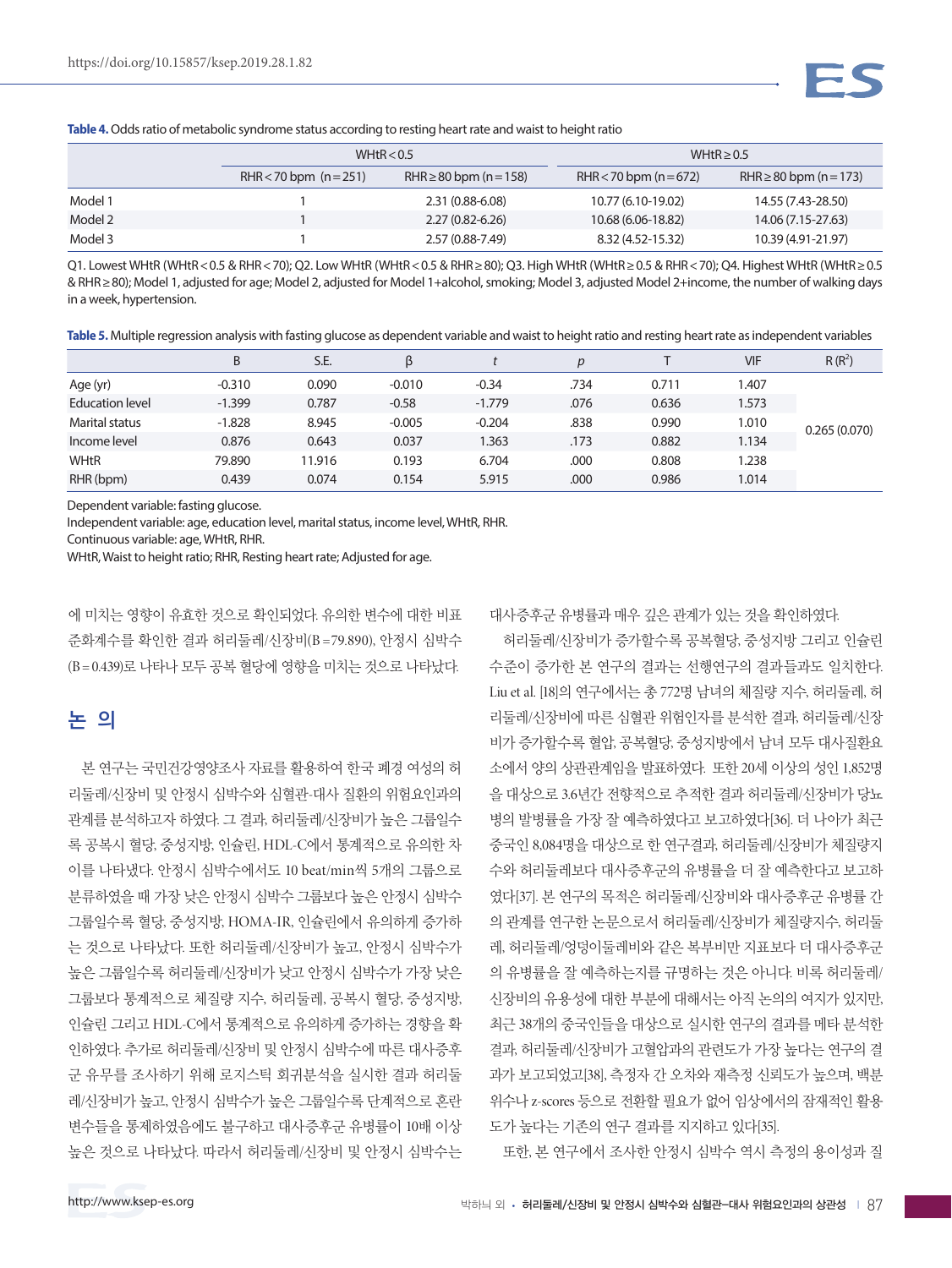**Table 4.** Odds ratio of metabolic syndrome status according to resting heart rate and waist to height ratio

| | WHtR < 0.5 | | WHtR ≥ 0.5 | |
|---|---|---|---|---|
| | RHR < 70 bpm (n = 251) | RHR ≥ 80 bpm (n = 158) | RHR < 70 bpm (n = 672) | RHR ≥ 80 bpm (n = 173) |
| Model 1 | 1 | 2.31 (0.88-6.08) | 10.77 (6.10-19.02) | 14.55 (7.43-28.50) |
| Model 2 | 1 | 2.27 (0.82-6.26) | 10.68 (6.06-18.82) | 14.06 (7.15-27.63) |
| Model 3 | 1 | 2.57 (0.88-7.49) | 8.32 (4.52-15.32) | 10.39 (4.91-21.97) |

Q1. Lowest WHtR (WHtR < 0.5 & RHR < 70); Q2. Low WHtR (WHtR < 0.5 & RHR ≥ 80); Q3. High WHtR (WHtR ≥ 0.5 & RHR < 70); Q4. Highest WHtR (WHtR ≥ 0.5 & RHR ≥ 80); Model 1, adjusted for age; Model 2, adjusted for Model 1+alcohol, smoking; Model 3, adjusted Model 2+income, the number of walking days in a week, hypertension.

**Table 5.** Multiple regression analysis with fasting glucose as dependent variable and waist to height ratio and resting heart rate as independent variables

| | B | S.E. | β | *t* | *p* | T | VIF | R ($R^2$) |
|---|---|---|---|---|---|---|---|---|
| Age (yr) | -0.310 | 0.090 | -0.010 | -0.34 | .734 | 0.711 | 1.407 | 0.265 (0.070) |
| Education level | -1.399 | 0.787 | -0.58 | -1.779 | .076 | 0.636 | 1.573 | |
| Marital status | -1.828 | 8.945 | -0.005 | -0.204 | .838 | 0.990 | 1.010 | |
| Income level | 0.876 | 0.643 | 0.037 | 1.363 | .173 | 0.882 | 1.134 | |
| WHtR | 79.890 | 11.916 | 0.193 | 6.704 | .000 | 0.808 | 1.238 | |
| RHR (bpm) | 0.439 | 0.074 | 0.154 | 5.915 | .000 | 0.986 | 1.014 | |

Dependent variable: fasting glucose.
Independent variable: age, education level, marital status, income level, WHtR, RHR.
Continuous variable: age, WHtR, RHR.
WHtR, Waist to height ratio; RHR, Resting heart rate; Adjusted for age.

에 미치는 영향이 유효한 것으로 확인되었다. 유의한 변수에 대한 비표준화계수를 확인한 결과 허리둘레/신장비(B = 79.890), 안정시 심박수(B = 0.439)로 나타나 모두 공복 혈당에 영향을 미치는 것으로 나타났다.

## 논 의

본 연구는 국민건강영양조사 자료를 활용하여 한국 폐경 여성의 허리둘레/신장비 및 안정시 심박수와 심혈관-대사 질환의 위험요인과의 관계를 분석하고자 하였다. 그 결과, 허리둘레/신장비가 높은 그룹일수록 공복시 혈당, 중성지방, 인슐린, HDL-C에서 통계적으로 유의한 차이를 나타냈다. 안정시 심박수에서도 10 beat/min씩 5개의 그룹으로 분류하였을 때 가장 낮은 안정시 심박수 그룹보다 높은 안정시 심박수 그룹일수록 혈당, 중성지방, HOMA-IR, 인슐린에서 유의하게 증가하는 것으로 나타났다. 또한 허리둘레/신장비가 높고, 안정시 심박수가 높은 그룹일수록 허리둘레/신장비가 낮고 안정시 심박수가 가장 낮은 그룹보다 통계적으로 체질량 지수, 허리둘레, 공복시 혈당, 중성지방, 인슐린 그리고 HDL-C에서 통계적으로 유의하게 증가하는 경향을 확인하였다. 추가로 허리둘레/신장비 및 안정시 심박수에 따른 대사증후군 유무를 조사하기 위해 로지스틱 회귀분석을 실시한 결과 허리둘레/신장비가 높고, 안정시 심박수가 높은 그룹일수록 단계적으로 혼란변수들을 통제하였음에도 불구하고 대사증후군 유병률이 10배 이상 높은 것으로 나타났다. 따라서 허리둘레/신장비 및 안정시 심박수는 대사증후군 유병률과 매우 깊은 관계가 있는 것을 확인하였다.

허리둘레/신장비가 증가할수록 공복혈당, 중성지방 그리고 인슐린 수준이 증가한 본 연구의 결과는 선행연구의 결과들과도 일치한다. Liu et al. [18]의 연구에서는 총 772명 남녀의 체질량 지수, 허리둘레, 허리둘레/신장비에 따른 심혈관 위험인자를 분석한 결과, 허리둘레/신장비가 증가할수록 혈압, 공복혈당, 중성지방에서 남녀 모두 대사질환요소에서 양의 상관관계임을 발표하였다. 또한 20세 이상의 성인 1,852명을 대상으로 3.6년간 전향적으로 추적한 결과 허리둘레/신장비가 당뇨병의 발병률을 가장 잘 예측하였다고 보고하였다[36]. 더 나아가 최근 중국인 8,084명을 대상으로 한 연구결과, 허리둘레/신장비가 체질량지수와 허리둘레보다 대사증후군의 유병률을 더 잘 예측한다고 보고하였다[37]. 본 연구의 목적은 허리둘레/신장비와 대사증후군 유병률 간의 관계를 연구한 논문으로서 허리둘레/신장비가 체질량지수, 허리둘레, 허리둘레/엉덩이둘레비와 같은 복부비만 지표보다 더 대사증후군의 유병률을 잘 예측하는지를 규명하는 것은 아니다. 비록 허리둘레/신장비의 유용성에 대한 부분에 대해서는 아직 논의의 여지가 있지만, 최근 38개의 중국인들을 대상으로 실시한 연구의 결과를 메타 분석한 결과, 허리둘레/신장비가 고혈압과의 관련도가 가장 높다는 연구의 결과가 보고되었고[38], 측정자 간 오차와 재측정 신뢰도가 높으며, 백분위수나 z-scores 등으로 전환할 필요가 없어 임상에서의 잠재적인 활용도가 높다는 기존의 연구 결과를 지지하고 있다[35].

또한, 본 연구에서 조사한 안정시 심박수 역시 측정의 용이성과 질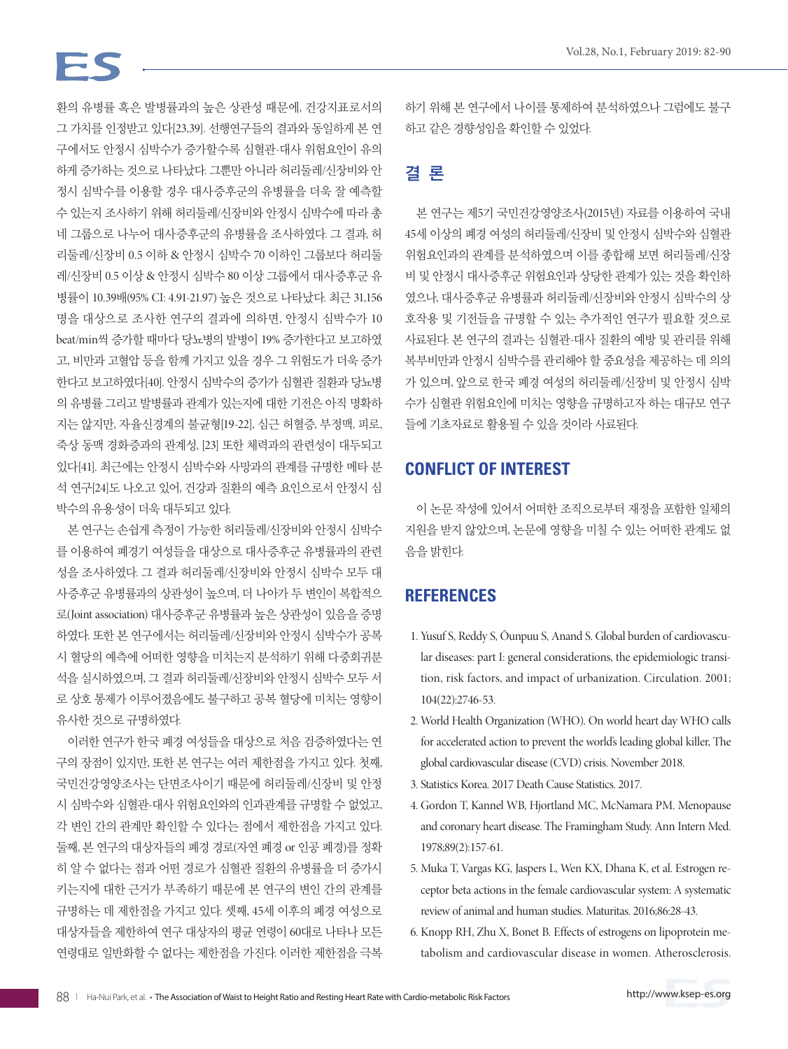환의 유병률 혹은 발병률과의 높은 상관성 때문에, 건강지표로서의 그 가치를 인정받고 있다[23,39]. 선행연구들의 결과와 동일하게 본 연구에서도 안정시 심박수가 증가할수록 심혈관-대사 위험요인이 유의하게 증가하는 것으로 나타났다. 그뿐만 아니라 허리둘레/신장비와 안정시 심박수를 이용할 경우 대사증후군의 유병률을 더욱 잘 예측할 수 있는지 조사하기 위해 허리둘레/신장비와 안정시 심박수에 따라 총 네 그룹으로 나누어 대사증후군의 유병률을 조사하였다. 그 결과, 허리둘레/신장비 0.5 이하 & 안정시 심박수 70 이하인 그룹보다 허리둘레/신장비 0.5 이상 & 안정시 심박수 80 이상 그룹에서 대사증후군 유병률이 10.39배(95% CI: 4.91-21.97) 높은 것으로 나타났다. 최근 31,156명을 대상으로 조사한 연구의 결과에 의하면, 안정시 심박수가 10 beat/min씩 증가할 때마다 당뇨병의 발병이 19% 증가한다고 보고하였고, 비만과 고혈압 등을 함께 가지고 있을 경우 그 위험도가 더욱 증가한다고 보고하였다[40]. 안정시 심박수의 증가가 심혈관 질환과 당뇨병의 유병률 그리고 발병률과 관계가 있는지에 대한 기전은 아직 명확하지는 않지만, 자율신경계의 불균형[19-22], 심근 허혈증, 부정맥, 피로, 죽상 동맥 경화증과의 관계성, [23] 또한 체력과의 관련성이 대두되고 있다[41]. 최근에는 안정시 심박수와 사망과의 관계를 규명한 메타 분석 연구[24]도 나오고 있어, 건강과 질환의 예측 요인으로서 안정시 심박수의 유용성이 더욱 대두되고 있다.

본 연구는 손쉽게 측정이 가능한 허리둘레/신장비와 안정시 심박수를 이용하여 폐경기 여성들을 대상으로 대사증후군 유병률과의 관련성을 조사하였다. 그 결과 허리둘레/신장비와 안정시 심박수 모두 대사증후군 유병률과의 상관성이 높으며, 더 나아가 두 변인이 복합적으로(Joint association) 대사증후군 유병률과 높은 상관성이 있음을 증명하였다. 또한 본 연구에서는 허리둘레/신장비와 안정시 심박수가 공복시 혈당의 예측에 어떠한 영향을 미치는지 분석하기 위해 다중회귀분석을 실시하였으며, 그 결과 허리둘레/신장비와 안정시 심박수 모두 서로 상호 통제가 이루어졌음에도 불구하고 공복 혈당에 미치는 영향이 유사한 것으로 규명하였다.

이러한 연구가 한국 폐경 여성들을 대상으로 처음 검증하였다는 연구의 장점이 있지만, 또한 본 연구는 여러 제한점을 가지고 있다. 첫째, 국민건강영양조사는 단면조사이기 때문에 허리둘레/신장비 및 안정시 심박수와 심혈관-대사 위험요인와의 인과관계를 규명할 수 없었고, 각 변인 간의 관계만 확인할 수 있다는 점에서 제한점을 가지고 있다. 둘째, 본 연구의 대상자들의 폐경 경로(자연 폐경 or 인공 폐경)를 정확히 알 수 없다는 점과 어떤 경로가 심혈관 질환의 유병률을 더 증가시키는지에 대한 근거가 부족하기 때문에 본 연구의 변인 간의 관계를 규명하는 데 제한점을 가지고 있다. 셋째, 45세 이후의 폐경 여성으로 대상자들을 제한하여 연구 대상자의 평균 연령이 60대로 나타나 모든 연령대로 일반화할 수 없다는 제한점을 가진다. 이러한 제한점을 극복하기 위해 본 연구에서 나이를 통제하여 분석하였으나 그럼에도 불구하고 같은 경향성임을 확인할 수 있었다.

## 결 론

본 연구는 제5기 국민건강영양조사(2015년) 자료를 이용하여 국내 45세 이상의 폐경 여성의 허리둘레/신장비 및 안정시 심박수와 심혈관 위험요인과의 관계를 분석하였으며 이를 종합해 보면 허리둘레/신장비 및 안정시 대사증후군 위험요인과 상당한 관계가 있는 것을 확인하였으나, 대사증후군 유병률과 허리둘레/신장비와 안정시 심박수의 상호작용 및 기전들을 규명할 수 있는 추가적인 연구가 필요할 것으로 사료된다. 본 연구의 결과는 심혈관-대사 질환의 예방 및 관리를 위해 복부비만과 안정시 심박수를 관리해야 할 중요성을 제공하는 데 의의가 있으며, 앞으로 한국 폐경 여성의 허리둘레/신장비 및 안정시 심박수가 심혈관 위험요인에 미치는 영향을 규명하고자 하는 대규모 연구들에 기초자료로 활용될 수 있을 것이라 사료된다.

## CONFLICT OF INTEREST

이 논문 작성에 있어서 어떠한 조직으로부터 재정을 포함한 일체의 지원을 받지 않았으며, 논문에 영향을 미칠 수 있는 어떠한 관계도 없음을 밝힌다.

## REFERENCES

1. Yusuf S, Reddy S, Ôunpuu S, Anand S. Global burden of cardiovascular diseases: part I: general considerations, the epidemiologic transition, risk factors, and impact of urbanization. Circulation. 2001; 104(22):2746-53.
2. World Health Organization (WHO). On world heart day WHO calls for accelerated action to prevent the world's leading global killer, The global cardiovascular disease (CVD) crisis. November 2018.
3. Statistics Korea. 2017 Death Cause Statistics. 2017.
4. Gordon T, Kannel WB, Hjortland MC, McNamara PM. Menopause and coronary heart disease. The Framingham Study. Ann Intern Med. 1978;89(2):157-61.
5. Muka T, Vargas KG, Jaspers L, Wen KX, Dhana K, et al. Estrogen receptor beta actions in the female cardiovascular system: A systematic review of animal and human studies. Maturitas. 2016;86:28-43.
6. Knopp RH, Zhu X, Bonet B. Effects of estrogens on lipoprotein metabolism and cardiovascular disease in women. Atherosclerosis.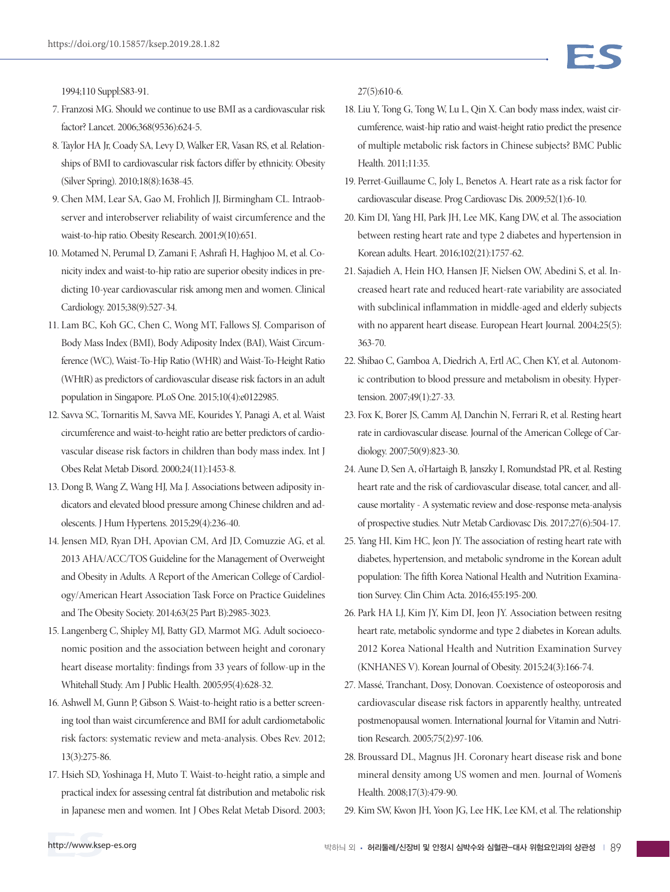1994;110 Suppl:S83-91.

7. Franzosi MG. Should we continue to use BMI as a cardiovascular risk factor? Lancet. 2006;368(9536):624-5.
8. Taylor HA Jr, Coady SA, Levy D, Walker ER, Vasan RS, et al. Relationships of BMI to cardiovascular risk factors differ by ethnicity. Obesity (Silver Spring). 2010;18(8):1638-45.
9. Chen MM, Lear SA, Gao M, Frohlich JJ, Birmingham CL. Intraobserver and interobserver reliability of waist circumference and the waist-to-hip ratio. Obesity Research. 2001;9(10):651.
10. Motamed N, Perumal D, Zamani F, Ashrafi H, Haghjoo M, et al. Conicity index and waist-to-hip ratio are superior obesity indices in predicting 10-year cardiovascular risk among men and women. Clinical Cardiology. 2015;38(9):527-34.
11. Lam BC, Koh GC, Chen C, Wong MT, Fallows SJ. Comparison of Body Mass Index (BMI), Body Adiposity Index (BAI), Waist Circumference (WC), Waist-To-Hip Ratio (WHR) and Waist-To-Height Ratio (WHtR) as predictors of cardiovascular disease risk factors in an adult population in Singapore. PLoS One. 2015;10(4):e0122985.
12. Savva SC, Tornaritis M, Savva ME, Kourides Y, Panagi A, et al. Waist circumference and waist-to-height ratio are better predictors of cardiovascular disease risk factors in children than body mass index. Int J Obes Relat Metab Disord. 2000;24(11):1453-8.
13. Dong B, Wang Z, Wang HJ, Ma J. Associations between adiposity indicators and elevated blood pressure among Chinese children and adolescents. J Hum Hypertens. 2015;29(4):236-40.
14. Jensen MD, Ryan DH, Apovian CM, Ard JD, Comuzzie AG, et al. 2013 AHA/ACC/TOS Guideline for the Management of Overweight and Obesity in Adults. A Report of the American College of Cardiology/American Heart Association Task Force on Practice Guidelines and The Obesity Society. 2014;63(25 Part B):2985-3023.
15. Langenberg C, Shipley MJ, Batty GD, Marmot MG. Adult socioeconomic position and the association between height and coronary heart disease mortality: findings from 33 years of follow-up in the Whitehall Study. Am J Public Health. 2005;95(4):628-32.
16. Ashwell M, Gunn P, Gibson S. Waist-to-height ratio is a better screening tool than waist circumference and BMI for adult cardiometabolic risk factors: systematic review and meta-analysis. Obes Rev. 2012;13(3):275-86.
17. Hsieh SD, Yoshinaga H, Muto T. Waist-to-height ratio, a simple and practical index for assessing central fat distribution and metabolic risk in Japanese men and women. Int J Obes Relat Metab Disord. 2003;27(5):610-6.
18. Liu Y, Tong G, Tong W, Lu L, Qin X. Can body mass index, waist circumference, waist-hip ratio and waist-height ratio predict the presence of multiple metabolic risk factors in Chinese subjects? BMC Public Health. 2011;11:35.
19. Perret-Guillaume C, Joly L, Benetos A. Heart rate as a risk factor for cardiovascular disease. Prog Cardiovasc Dis. 2009;52(1):6-10.
20. Kim DI, Yang HI, Park JH, Lee MK, Kang DW, et al. The association between resting heart rate and type 2 diabetes and hypertension in Korean adults. Heart. 2016;102(21):1757-62.
21. Sajadieh A, Hein HO, Hansen JF, Nielsen OW, Abedini S, et al. Increased heart rate and reduced heart-rate variability are associated with subclinical inflammation in middle-aged and elderly subjects with no apparent heart disease. European Heart Journal. 2004;25(5):363-70.
22. Shibao C, Gamboa A, Diedrich A, Ertl AC, Chen KY, et al. Autonomic contribution to blood pressure and metabolism in obesity. Hypertension. 2007;49(1):27-33.
23. Fox K, Borer JS, Camm AJ, Danchin N, Ferrari R, et al. Resting heart rate in cardiovascular disease. Journal of the American College of Cardiology. 2007;50(9):823-30.
24. Aune D, Sen A, o'Hartaigh B, Janszky I, Romundstad PR, et al. Resting heart rate and the risk of cardiovascular disease, total cancer, and all-cause mortality - A systematic review and dose-response meta-analysis of prospective studies. Nutr Metab Cardiovasc Dis. 2017;27(6):504-17.
25. Yang HI, Kim HC, Jeon JY. The association of resting heart rate with diabetes, hypertension, and metabolic syndrome in the Korean adult population: The fifth Korea National Health and Nutrition Examination Survey. Clin Chim Acta. 2016;455:195-200.
26. Park HA LJ, Kim JY, Kim DI, Jeon JY. Association between resitng heart rate, metabolic syndrome and type 2 diabetes in Korean adults. 2012 Korea National Health and Nutrition Examination Survey (KNHANES V). Korean Journal of Obesity. 2015;24(3):166-74.
27. Massé, Tranchant, Dosy, Donovan. Coexistence of osteoporosis and cardiovascular disease risk factors in apparently healthy, untreated postmenopausal women. International Journal for Vitamin and Nutrition Research. 2005;75(2):97-106.
28. Broussard DL, Magnus JH. Coronary heart disease risk and bone mineral density among US women and men. Journal of Women's Health. 2008;17(3):479-90.
29. Kim SW, Kwon JH, Yoon JG, Lee HK, Lee KM, et al. The relationship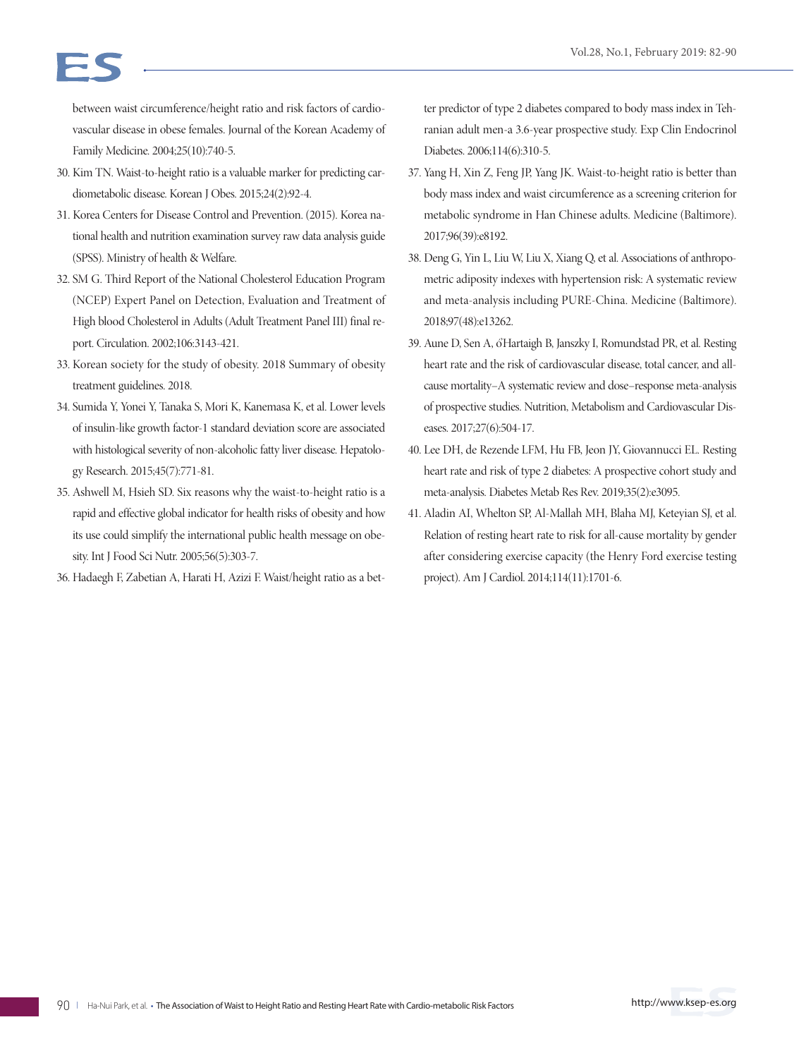between waist circumference/height ratio and risk factors of cardiovascular disease in obese females. Journal of the Korean Academy of Family Medicine. 2004;25(10):740-5.

30. Kim TN. Waist-to-height ratio is a valuable marker for predicting cardiometabolic disease. Korean J Obes. 2015;24(2):92-4.
31. Korea Centers for Disease Control and Prevention. (2015). Korea national health and nutrition examination survey raw data analysis guide (SPSS). Ministry of health & Welfare.
32. SM G. Third Report of the National Cholesterol Education Program (NCEP) Expert Panel on Detection, Evaluation and Treatment of High blood Cholesterol in Adults (Adult Treatment Panel III) final report. Circulation. 2002;106:3143-421.
33. Korean society for the study of obesity. 2018 Summary of obesity treatment guidelines. 2018.
34. Sumida Y, Yonei Y, Tanaka S, Mori K, Kanemasa K, et al. Lower levels of insulin-like growth factor-1 standard deviation score are associated with histological severity of non-alcoholic fatty liver disease. Hepatology Research. 2015;45(7):771-81.
35. Ashwell M, Hsieh SD. Six reasons why the waist-to-height ratio is a rapid and effective global indicator for health risks of obesity and how its use could simplify the international public health message on obesity. Int J Food Sci Nutr. 2005;56(5):303-7.
36. Hadaegh F, Zabetian A, Harati H, Azizi F. Waist/height ratio as a better predictor of type 2 diabetes compared to body mass index in Tehranian adult men-a 3.6-year prospective study. Exp Clin Endocrinol Diabetes. 2006;114(6):310-5.
37. Yang H, Xin Z, Feng JP, Yang JK. Waist-to-height ratio is better than body mass index and waist circumference as a screening criterion for metabolic syndrome in Han Chinese adults. Medicine (Baltimore). 2017;96(39):e8192.
38. Deng G, Yin L, Liu W, Liu X, Xiang Q, et al. Associations of anthropometric adiposity indexes with hypertension risk: A systematic review and meta-analysis including PURE-China. Medicine (Baltimore). 2018;97(48):e13262.
39. Aune D, Sen A, ó'Hartaigh B, Janszky I, Romundstad PR, et al. Resting heart rate and the risk of cardiovascular disease, total cancer, and all-cause mortality–A systematic review and dose–response meta-analysis of prospective studies. Nutrition, Metabolism and Cardiovascular Diseases. 2017;27(6):504-17.
40. Lee DH, de Rezende LFM, Hu FB, Jeon JY, Giovannucci EL. Resting heart rate and risk of type 2 diabetes: A prospective cohort study and meta-analysis. Diabetes Metab Res Rev. 2019;35(2):e3095.
41. Aladin AI, Whelton SP, Al-Mallah MH, Blaha MJ, Keteyian SJ, et al. Relation of resting heart rate to risk for all-cause mortality by gender after considering exercise capacity (the Henry Ford exercise testing project). Am J Cardiol. 2014;114(11):1701-6.